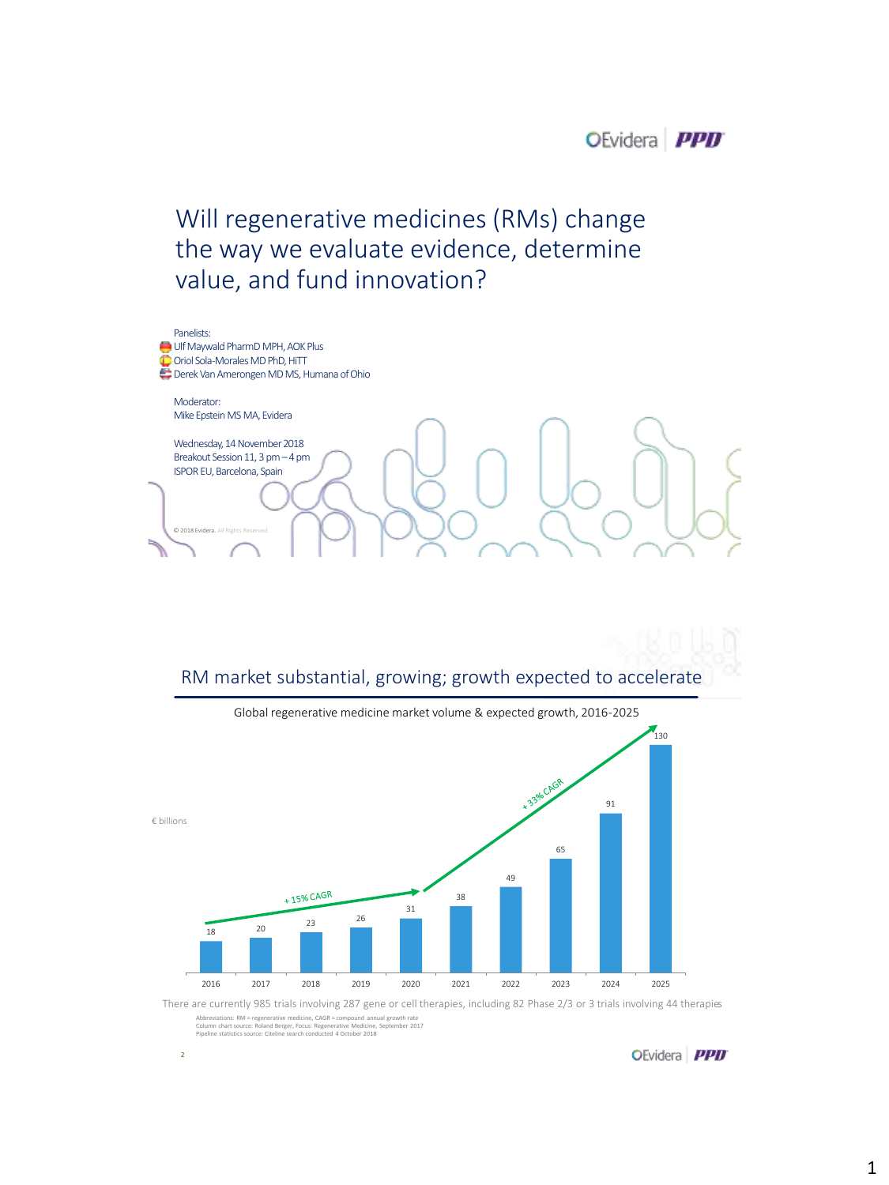# Will regenerative medicines (RMs) change the way we evaluate evidence, determine value, and fund innovation?

Panelists:
- Ulf Maywald PharmD MPH, AOK Plus
- Oriol Sola-Morales MD PhD, HiTT
- Derek Van Amerongen MD MS, Humana of Ohio

Moderator:
Mike Epstein MS MA, Evidera

Wednesday, 14 November 2018
Breakout Session 11, 3 pm – 4 pm
ISPOR EU, Barcelona, Spain

© 2018 Evidera. All Rights Reserved.

## RM market substantial, growing; growth expected to accelerate

Global regenerative medicine market volume & expected growth, 2016-2025

€ billions

| Year | Market volume (€ billions) |
|---|---|
| 2016 | 18 |
| 2017 | 20 |
| 2018 | 23 |
| 2019 | 26 |
| 2020 | 31 |
| 2021 | 38 |
| 2022 | 49 |
| 2023 | 65 |
| 2024 | 91 |
| 2025 | 130 |

+ 15% CAGR (2016–2020)

+ 33% CAGR (2020–2025)

There are currently 985 trials involving 287 gene or cell therapies, including 82 Phase 2/3 or 3 trials involving 44 therapies

Abbreviations: RM = regenerative medicine, CAGR = compound annual growth rate
Column chart source: Roland Berger, Focus: Regenerative Medicine, September 2017
Pipeline statistics source: Citeline search conducted 4 October 2018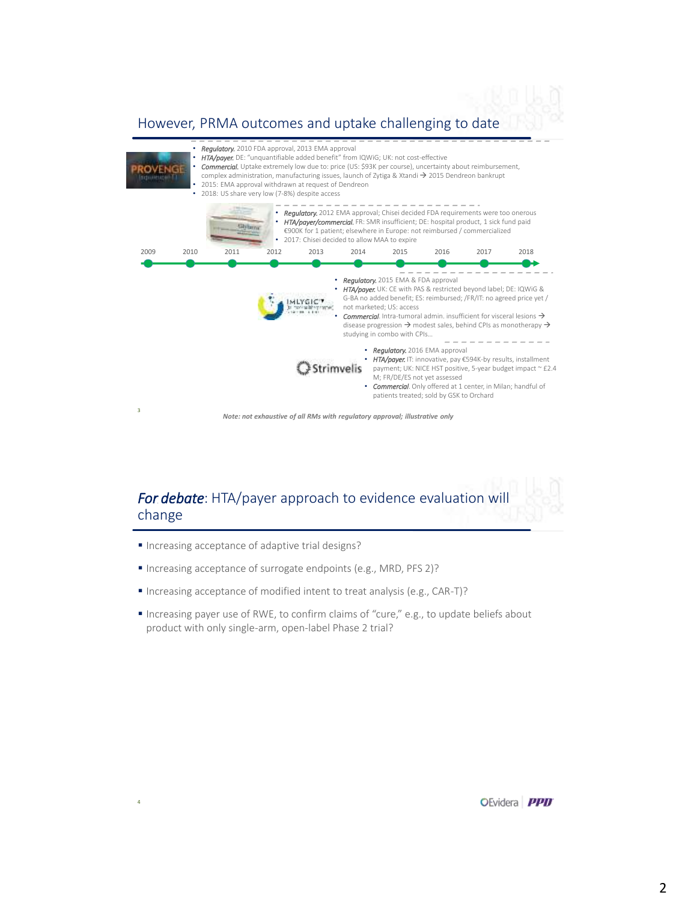## However, PRMA outcomes and uptake challenging to date

**PROVENGE**

- *Regulatory.* 2010 FDA approval, 2013 EMA approval
- *HTA/payer.* DE: "unquantifiable added benefit" from IQWiG; UK: not cost-effective
- *Commercial.* Uptake extremely low due to: price (US: $93K per course), uncertainty about reimbursement, complex administration, manufacturing issues, launch of Zytiga & Xtandi → 2015 Dendreon bankrupt
- 2015: EMA approval withdrawn at request of Dendreon
- 2018: US share very low (7-8%) despite access

**Glybera**

- *Regulatory.* 2012 EMA approval; Chisei decided FDA requirements were too onerous
- *HTA/payer/commercial.* FR: SMR insufficient; DE: hospital product, 1 sick fund paid €900K for 1 patient; elsewhere in Europe: not reimbursed / commercialized
- 2017: Chisei decided to allow MAA to expire

2009 — 2010 — 2011 — 2012 — 2013 — 2014 — 2015 — 2016 — 2017 — 2018

**IMLYGIC**

- *Regulatory.* 2015 EMA & FDA approval
- *HTA/payer.* UK: CE with PAS & restricted beyond label; DE: IQWiG & G-BA no added benefit; ES: reimbursed; /FR/IT: no agreed price yet / not marketed; US: access
- *Commercial.* Intra-tumoral admin. insufficient for visceral lesions → disease progression → modest sales, behind CPIs as monotherapy → studying in combo with CPIs…

**Strimvelis**

- *Regulatory.* 2016 EMA approval
- *HTA/payer.* IT: innovative, pay €594K-by results, installment payment; UK: NICE HST positive, 5-year budget impact ~ £2.4 M; FR/DE/ES not yet assessed
- *Commercial.* Only offered at 1 center, in Milan; handful of patients treated; sold by GSK to Orchard

*Note: not exhaustive of all RMs with regulatory approval; illustrative only*

## *For debate*: HTA/payer approach to evidence evaluation will change

- Increasing acceptance of adaptive trial designs?
- Increasing acceptance of surrogate endpoints (e.g., MRD, PFS 2)?
- Increasing acceptance of modified intent to treat analysis (e.g., CAR-T)?
- Increasing payer use of RWE, to confirm claims of "cure," e.g., to update beliefs about product with only single-arm, open-label Phase 2 trial?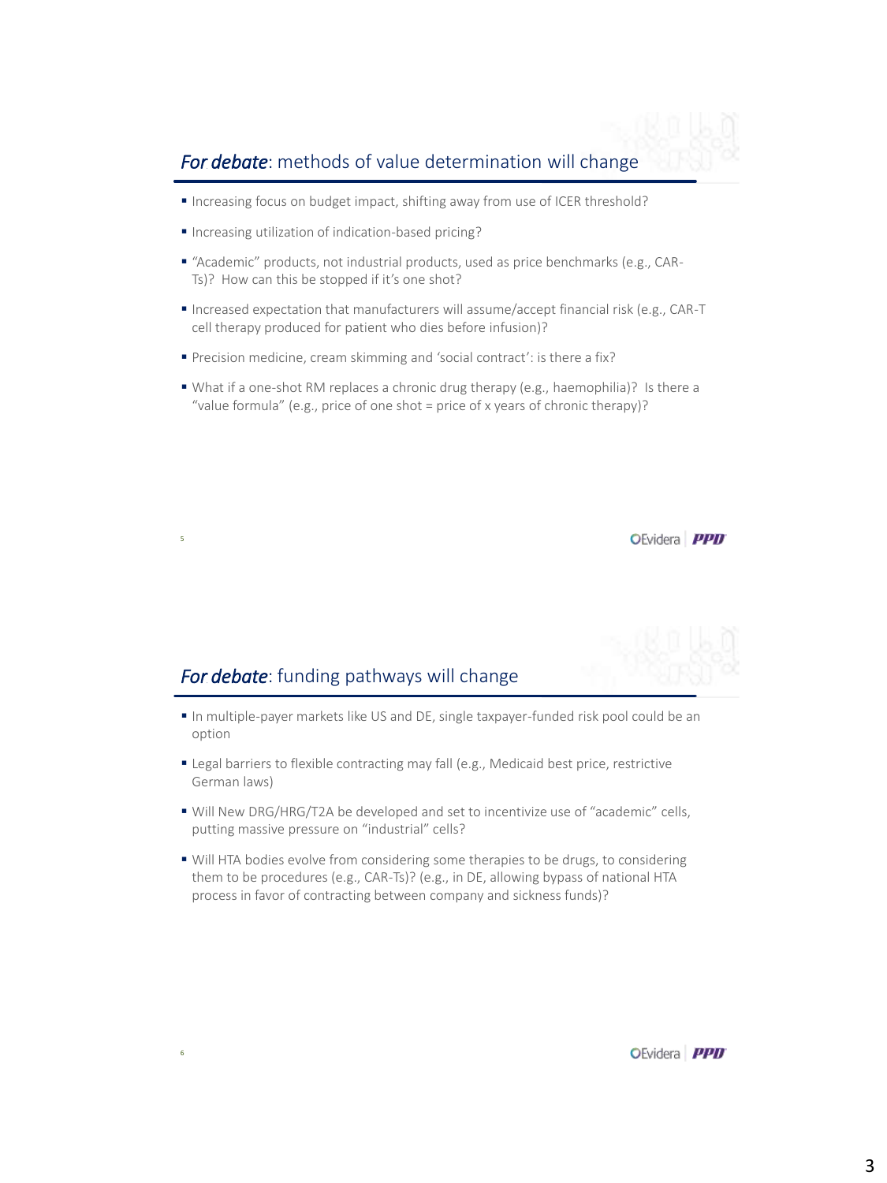## *For debate*: methods of value determination will change

- Increasing focus on budget impact, shifting away from use of ICER threshold?
- Increasing utilization of indication-based pricing?
- "Academic" products, not industrial products, used as price benchmarks (e.g., CAR-Ts)? How can this be stopped if it's one shot?
- Increased expectation that manufacturers will assume/accept financial risk (e.g., CAR-T cell therapy produced for patient who dies before infusion)?
- Precision medicine, cream skimming and 'social contract': is there a fix?
- What if a one-shot RM replaces a chronic drug therapy (e.g., haemophilia)? Is there a "value formula" (e.g., price of one shot = price of x years of chronic therapy)?

## *For debate*: funding pathways will change

- In multiple-payer markets like US and DE, single taxpayer-funded risk pool could be an option
- Legal barriers to flexible contracting may fall (e.g., Medicaid best price, restrictive German laws)
- Will New DRG/HRG/T2A be developed and set to incentivize use of "academic" cells, putting massive pressure on "industrial" cells?
- Will HTA bodies evolve from considering some therapies to be drugs, to considering them to be procedures (e.g., CAR-Ts)? (e.g., in DE, allowing bypass of national HTA process in favor of contracting between company and sickness funds)?